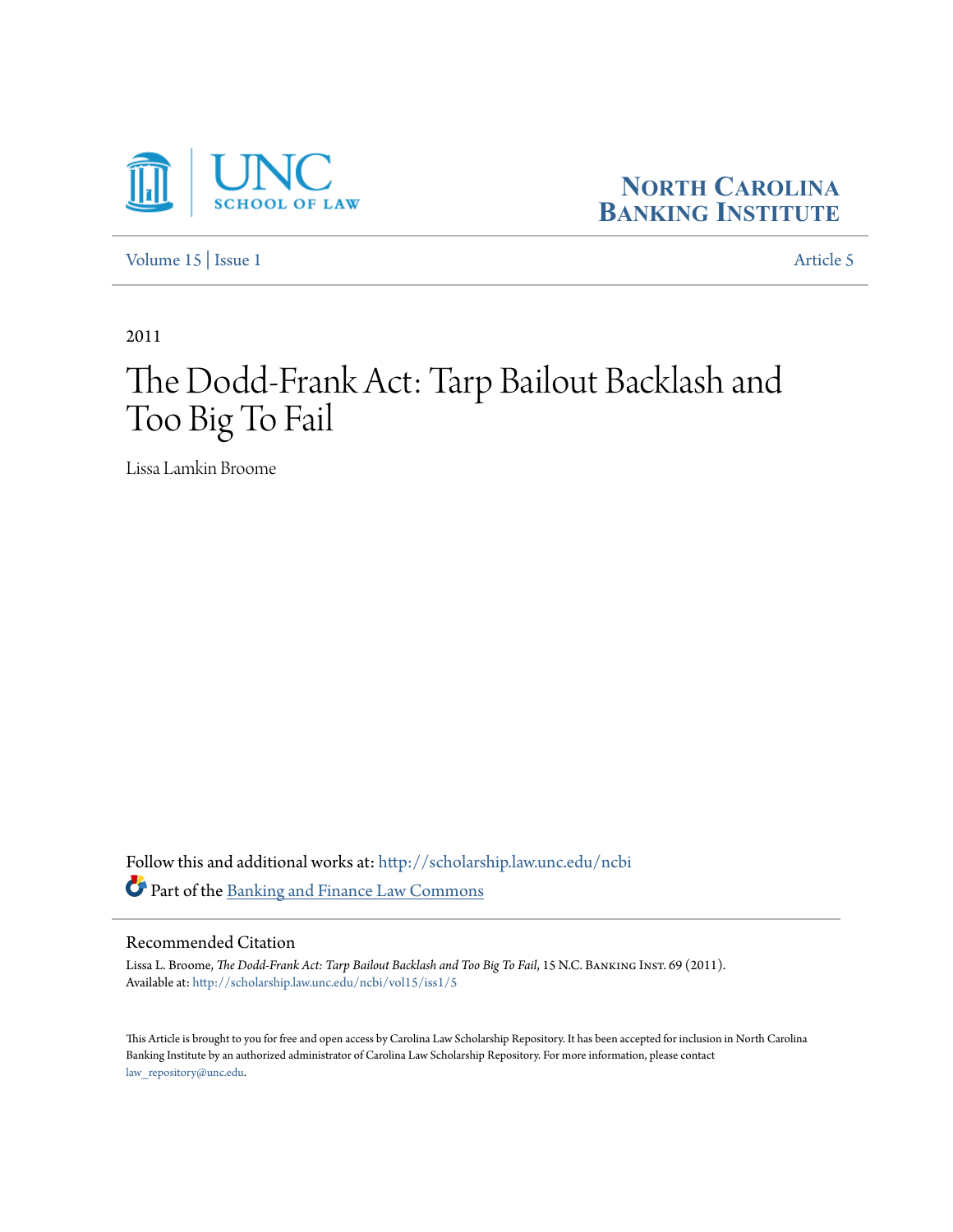UNC SCHOOL OF LAW

NORTH CAROLINA BANKING INSTITUTE

Volume 15 | Issue 1 Article 5

2011

# The Dodd-Frank Act: Tarp Bailout Backlash and Too Big To Fail

Lissa Lamkin Broome

Follow this and additional works at: http://scholarship.law.unc.edu/ncbi

Part of the Banking and Finance Law Commons

## Recommended Citation

Lissa L. Broome, *The Dodd-Frank Act: Tarp Bailout Backlash and Too Big To Fail*, 15 N.C. Banking Inst. 69 (2011).
Available at: http://scholarship.law.unc.edu/ncbi/vol15/iss1/5

This Article is brought to you for free and open access by Carolina Law Scholarship Repository. It has been accepted for inclusion in North Carolina Banking Institute by an authorized administrator of Carolina Law Scholarship Repository. For more information, please contact law_repository@unc.edu.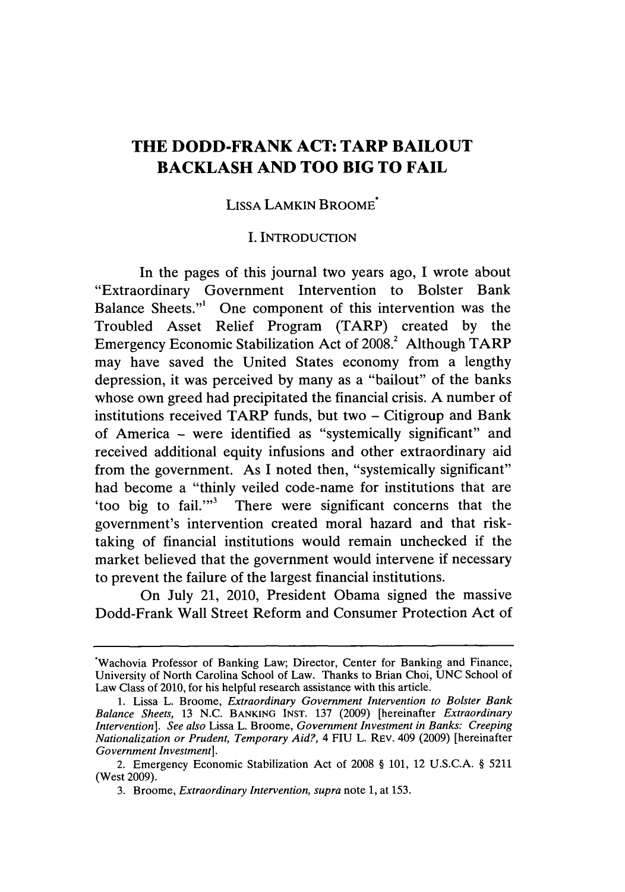# THE DODD-FRANK ACT: TARP BAILOUT BACKLASH AND TOO BIG TO FAIL

LISSA LAMKIN BROOME*

## I. INTRODUCTION

In the pages of this journal two years ago, I wrote about "Extraordinary Government Intervention to Bolster Bank Balance Sheets."[1] One component of this intervention was the Troubled Asset Relief Program (TARP) created by the Emergency Economic Stabilization Act of 2008.[2] Although TARP may have saved the United States economy from a lengthy depression, it was perceived by many as a "bailout" of the banks whose own greed had precipitated the financial crisis. A number of institutions received TARP funds, but two – Citigroup and Bank of America – were identified as "systemically significant" and received additional equity infusions and other extraordinary aid from the government. As I noted then, "systemically significant" had become a "thinly veiled code-name for institutions that are 'too big to fail.'"[3] There were significant concerns that the government's intervention created moral hazard and that risk-taking of financial institutions would remain unchecked if the market believed that the government would intervene if necessary to prevent the failure of the largest financial institutions.

On July 21, 2010, President Obama signed the massive Dodd-Frank Wall Street Reform and Consumer Protection Act of

---

*Wachovia Professor of Banking Law; Director, Center for Banking and Finance, University of North Carolina School of Law. Thanks to Brian Choi, UNC School of Law Class of 2010, for his helpful research assistance with this article.

1. Lissa L. Broome, *Extraordinary Government Intervention to Bolster Bank Balance Sheets*, 13 N.C. BANKING INST. 137 (2009) [hereinafter *Extraordinary Intervention*]. *See also* Lissa L. Broome, *Government Investment in Banks: Creeping Nationalization or Prudent, Temporary Aid?*, 4 FIU L. REV. 409 (2009) [hereinafter *Government Investment*].

2. Emergency Economic Stabilization Act of 2008 § 101, 12 U.S.C.A. § 5211 (West 2009).

3. Broome, *Extraordinary Intervention*, *supra* note 1, at 153.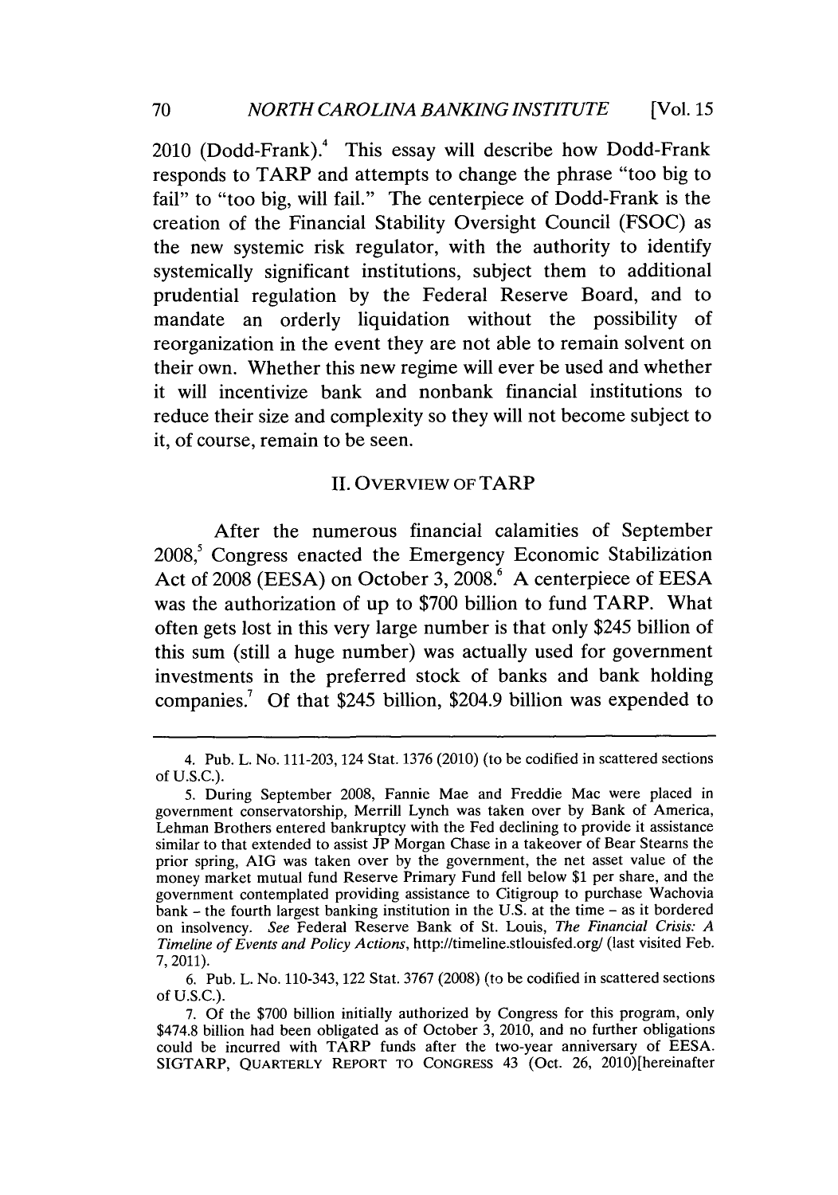2010 (Dodd-Frank).[4] This essay will describe how Dodd-Frank responds to TARP and attempts to change the phrase "too big to fail" to "too big, will fail." The centerpiece of Dodd-Frank is the creation of the Financial Stability Oversight Council (FSOC) as the new systemic risk regulator, with the authority to identify systemically significant institutions, subject them to additional prudential regulation by the Federal Reserve Board, and to mandate an orderly liquidation without the possibility of reorganization in the event they are not able to remain solvent on their own. Whether this new regime will ever be used and whether it will incentivize bank and nonbank financial institutions to reduce their size and complexity so they will not become subject to it, of course, remain to be seen.

## II. OVERVIEW OF TARP

After the numerous financial calamities of September 2008,[5] Congress enacted the Emergency Economic Stabilization Act of 2008 (EESA) on October 3, 2008.[6] A centerpiece of EESA was the authorization of up to $700 billion to fund TARP. What often gets lost in this very large number is that only $245 billion of this sum (still a huge number) was actually used for government investments in the preferred stock of banks and bank holding companies.[7] Of that $245 billion, $204.9 billion was expended to

---

4. Pub. L. No. 111-203, 124 Stat. 1376 (2010) (to be codified in scattered sections of U.S.C.).

5. During September 2008, Fannie Mae and Freddie Mac were placed in government conservatorship, Merrill Lynch was taken over by Bank of America, Lehman Brothers entered bankruptcy with the Fed declining to provide it assistance similar to that extended to assist JP Morgan Chase in a takeover of Bear Stearns the prior spring, AIG was taken over by the government, the net asset value of the money market mutual fund Reserve Primary Fund fell below $1 per share, and the government contemplated providing assistance to Citigroup to purchase Wachovia bank – the fourth largest banking institution in the U.S. at the time – as it bordered on insolvency. *See* Federal Reserve Bank of St. Louis, *The Financial Crisis: A Timeline of Events and Policy Actions*, http://timeline.stlouisfed.org/ (last visited Feb. 7, 2011).

6. Pub. L. No. 110-343, 122 Stat. 3767 (2008) (to be codified in scattered sections of U.S.C.).

7. Of the $700 billion initially authorized by Congress for this program, only $474.8 billion had been obligated as of October 3, 2010, and no further obligations could be incurred with TARP funds after the two-year anniversary of EESA. SIGTARP, QUARTERLY REPORT TO CONGRESS 43 (Oct. 26, 2010)[hereinafter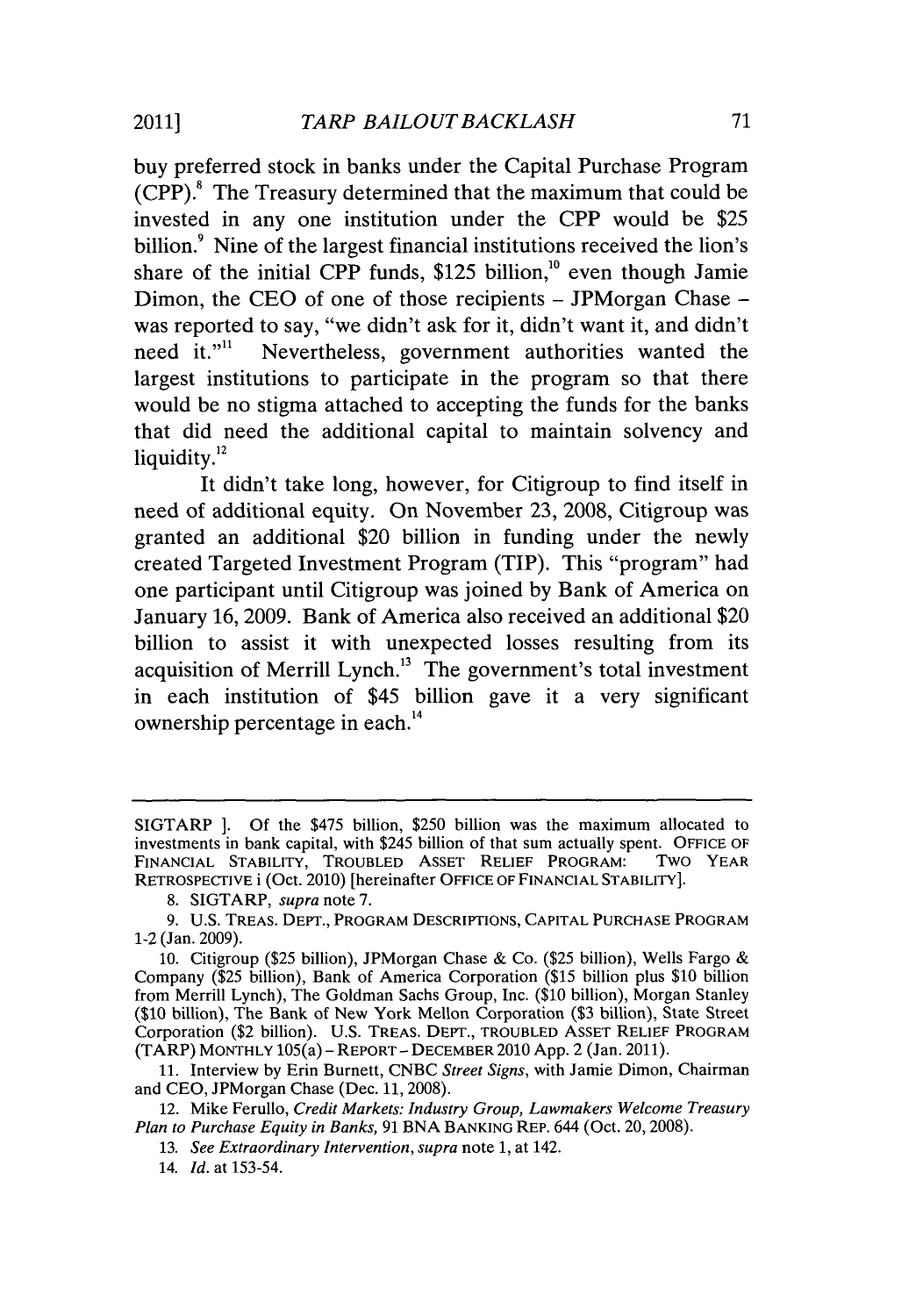buy preferred stock in banks under the Capital Purchase Program (CPP).[8] The Treasury determined that the maximum that could be invested in any one institution under the CPP would be $25 billion.[9] Nine of the largest financial institutions received the lion's share of the initial CPP funds, $125 billion,[10] even though Jamie Dimon, the CEO of one of those recipients – JPMorgan Chase – was reported to say, "we didn't ask for it, didn't want it, and didn't need it."[11] Nevertheless, government authorities wanted the largest institutions to participate in the program so that there would be no stigma attached to accepting the funds for the banks that did need the additional capital to maintain solvency and liquidity.[12]

It didn't take long, however, for Citigroup to find itself in need of additional equity. On November 23, 2008, Citigroup was granted an additional $20 billion in funding under the newly created Targeted Investment Program (TIP). This "program" had one participant until Citigroup was joined by Bank of America on January 16, 2009. Bank of America also received an additional $20 billion to assist it with unexpected losses resulting from its acquisition of Merrill Lynch.[13] The government's total investment in each institution of $45 billion gave it a very significant ownership percentage in each.[14]

---

SIGTARP ]. Of the $475 billion, $250 billion was the maximum allocated to investments in bank capital, with $245 billion of that sum actually spent. OFFICE OF FINANCIAL STABILITY, TROUBLED ASSET RELIEF PROGRAM: TWO YEAR RETROSPECTIVE i (Oct. 2010) [hereinafter OFFICE OF FINANCIAL STABILITY].

8. SIGTARP, *supra* note 7.

9. U.S. TREAS. DEPT., PROGRAM DESCRIPTIONS, CAPITAL PURCHASE PROGRAM 1-2 (Jan. 2009).

10. Citigroup ($25 billion), JPMorgan Chase & Co. ($25 billion), Wells Fargo & Company ($25 billion), Bank of America Corporation ($15 billion plus $10 billion from Merrill Lynch), The Goldman Sachs Group, Inc. ($10 billion), Morgan Stanley ($10 billion), The Bank of New York Mellon Corporation ($3 billion), State Street Corporation ($2 billion). U.S. TREAS. DEPT., TROUBLED ASSET RELIEF PROGRAM (TARP) MONTHLY 105(a) – REPORT – DECEMBER 2010 App. 2 (Jan. 2011).

11. Interview by Erin Burnett, CNBC *Street Signs*, with Jamie Dimon, Chairman and CEO, JPMorgan Chase (Dec. 11, 2008).

12. Mike Ferullo, *Credit Markets: Industry Group, Lawmakers Welcome Treasury Plan to Purchase Equity in Banks*, 91 BNA BANKING REP. 644 (Oct. 20, 2008).

13. *See Extraordinary Intervention*, *supra* note 1, at 142.

14. *Id.* at 153-54.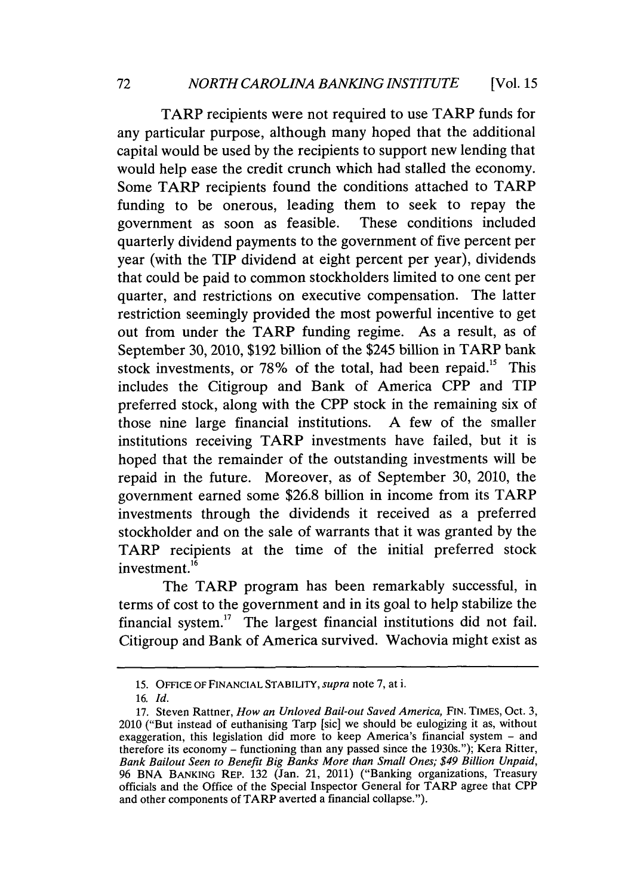TARP recipients were not required to use TARP funds for any particular purpose, although many hoped that the additional capital would be used by the recipients to support new lending that would help ease the credit crunch which had stalled the economy. Some TARP recipients found the conditions attached to TARP funding to be onerous, leading them to seek to repay the government as soon as feasible. These conditions included quarterly dividend payments to the government of five percent per year (with the TIP dividend at eight percent per year), dividends that could be paid to common stockholders limited to one cent per quarter, and restrictions on executive compensation. The latter restriction seemingly provided the most powerful incentive to get out from under the TARP funding regime. As a result, as of September 30, 2010, $192 billion of the $245 billion in TARP bank stock investments, or 78% of the total, had been repaid.[15] This includes the Citigroup and Bank of America CPP and TIP preferred stock, along with the CPP stock in the remaining six of those nine large financial institutions. A few of the smaller institutions receiving TARP investments have failed, but it is hoped that the remainder of the outstanding investments will be repaid in the future. Moreover, as of September 30, 2010, the government earned some $26.8 billion in income from its TARP investments through the dividends it received as a preferred stockholder and on the sale of warrants that it was granted by the TARP recipients at the time of the initial preferred stock investment.[16]

The TARP program has been remarkably successful, in terms of cost to the government and in its goal to help stabilize the financial system.[17] The largest financial institutions did not fail. Citigroup and Bank of America survived. Wachovia might exist as

---

15. OFFICE OF FINANCIAL STABILITY, *supra* note 7, at i.

16. *Id.*

17. Steven Rattner, *How an Unloved Bail-out Saved America*, FIN. TIMES, Oct. 3, 2010 ("But instead of euthanising Tarp [sic] we should be eulogizing it as, without exaggeration, this legislation did more to keep America's financial system – and therefore its economy – functioning than any passed since the 1930s."); Kera Ritter, *Bank Bailout Seen to Benefit Big Banks More than Small Ones; $49 Billion Unpaid*, 96 BNA BANKING REP. 132 (Jan. 21, 2011) ("Banking organizations, Treasury officials and the Office of the Special Inspector General for TARP agree that CPP and other components of TARP averted a financial collapse.").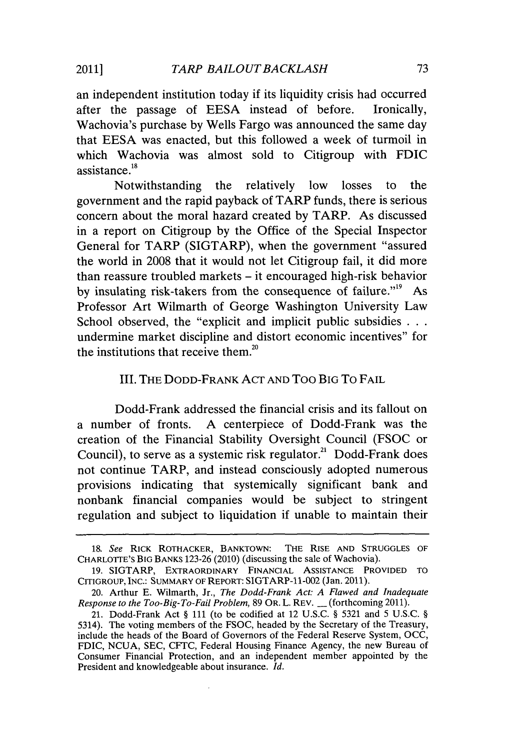an independent institution today if its liquidity crisis had occurred after the passage of EESA instead of before. Ironically, Wachovia's purchase by Wells Fargo was announced the same day that EESA was enacted, but this followed a week of turmoil in which Wachovia was almost sold to Citigroup with FDIC assistance.[18]

Notwithstanding the relatively low losses to the government and the rapid payback of TARP funds, there is serious concern about the moral hazard created by TARP. As discussed in a report on Citigroup by the Office of the Special Inspector General for TARP (SIGTARP), when the government "assured the world in 2008 that it would not let Citigroup fail, it did more than reassure troubled markets – it encouraged high-risk behavior by insulating risk-takers from the consequence of failure."[19] As Professor Art Wilmarth of George Washington University Law School observed, the "explicit and implicit public subsidies . . . undermine market discipline and distort economic incentives" for the institutions that receive them.[20]

## III. THE DODD-FRANK ACT AND TOO BIG TO FAIL

Dodd-Frank addressed the financial crisis and its fallout on a number of fronts. A centerpiece of Dodd-Frank was the creation of the Financial Stability Oversight Council (FSOC or Council), to serve as a systemic risk regulator.[21] Dodd-Frank does not continue TARP, and instead consciously adopted numerous provisions indicating that systemically significant bank and nonbank financial companies would be subject to stringent regulation and subject to liquidation if unable to maintain their

---

18. *See* RICK ROTHACKER, BANKTOWN: THE RISE AND STRUGGLES OF CHARLOTTE'S BIG BANKS 123-26 (2010) (discussing the sale of Wachovia).

19. SIGTARP, EXTRAORDINARY FINANCIAL ASSISTANCE PROVIDED TO CITIGROUP, INC.: SUMMARY OF REPORT: SIGTARP-11-002 (Jan. 2011).

20. Arthur E. Wilmarth, Jr., *The Dodd-Frank Act: A Flawed and Inadequate Response to the Too-Big-To-Fail Problem,* 89 OR. L. REV. __ (forthcoming 2011).

21. Dodd-Frank Act § 111 (to be codified at 12 U.S.C. § 5321 and 5 U.S.C. § 5314). The voting members of the FSOC, headed by the Secretary of the Treasury, include the heads of the Board of Governors of the Federal Reserve System, OCC, FDIC, NCUA, SEC, CFTC, Federal Housing Finance Agency, the new Bureau of Consumer Financial Protection, and an independent member appointed by the President and knowledgeable about insurance. *Id.*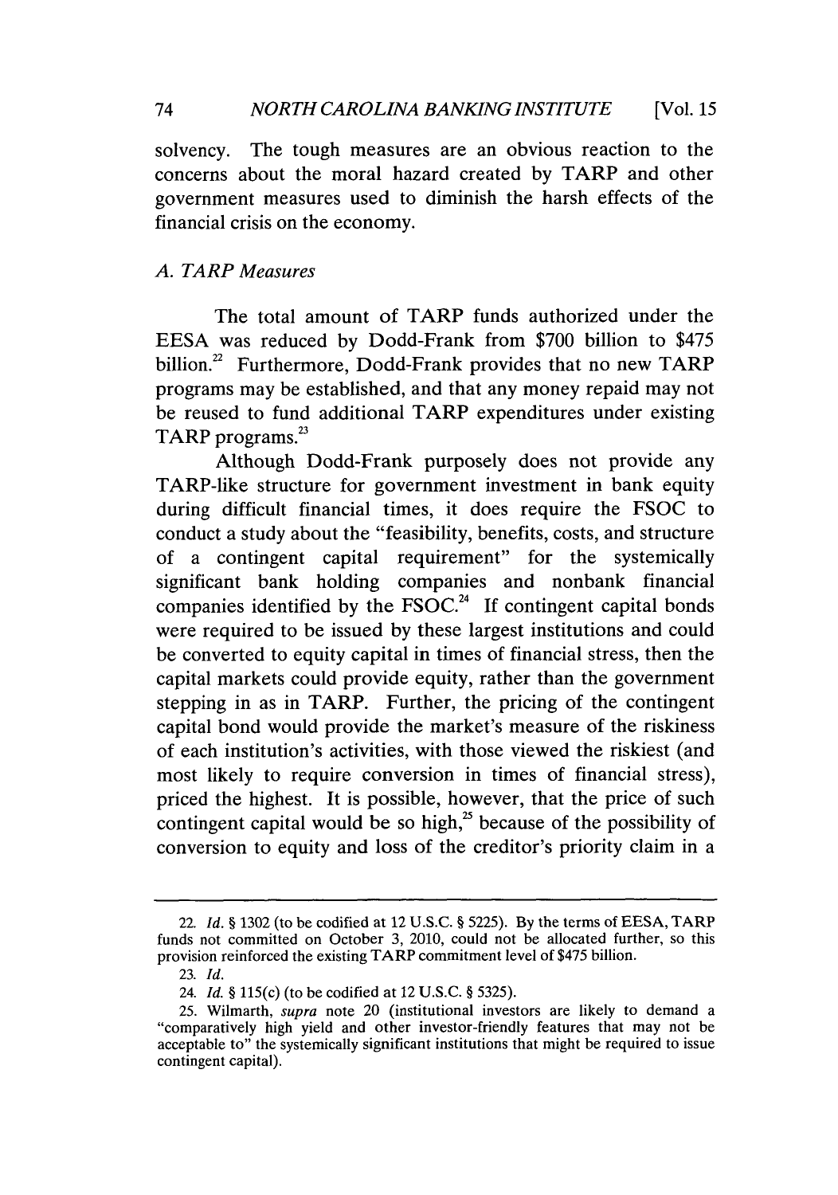solvency. The tough measures are an obvious reaction to the concerns about the moral hazard created by TARP and other government measures used to diminish the harsh effects of the financial crisis on the economy.

### *A. TARP Measures*

The total amount of TARP funds authorized under the EESA was reduced by Dodd-Frank from $700 billion to $475 billion.[22] Furthermore, Dodd-Frank provides that no new TARP programs may be established, and that any money repaid may not be reused to fund additional TARP expenditures under existing TARP programs.[23]

Although Dodd-Frank purposely does not provide any TARP-like structure for government investment in bank equity during difficult financial times, it does require the FSOC to conduct a study about the "feasibility, benefits, costs, and structure of a contingent capital requirement" for the systemically significant bank holding companies and nonbank financial companies identified by the FSOC.[24] If contingent capital bonds were required to be issued by these largest institutions and could be converted to equity capital in times of financial stress, then the capital markets could provide equity, rather than the government stepping in as in TARP. Further, the pricing of the contingent capital bond would provide the market's measure of the riskiness of each institution's activities, with those viewed the riskiest (and most likely to require conversion in times of financial stress), priced the highest. It is possible, however, that the price of such contingent capital would be so high,[25] because of the possibility of conversion to equity and loss of the creditor's priority claim in a

---

22. *Id.* § 1302 (to be codified at 12 U.S.C. § 5225). By the terms of EESA, TARP funds not committed on October 3, 2010, could not be allocated further, so this provision reinforced the existing TARP commitment level of $475 billion.

23. *Id.*

24. *Id.* § 115(c) (to be codified at 12 U.S.C. § 5325).

25. Wilmarth, *supra* note 20 (institutional investors are likely to demand a "comparatively high yield and other investor-friendly features that may not be acceptable to" the systemically significant institutions that might be required to issue contingent capital).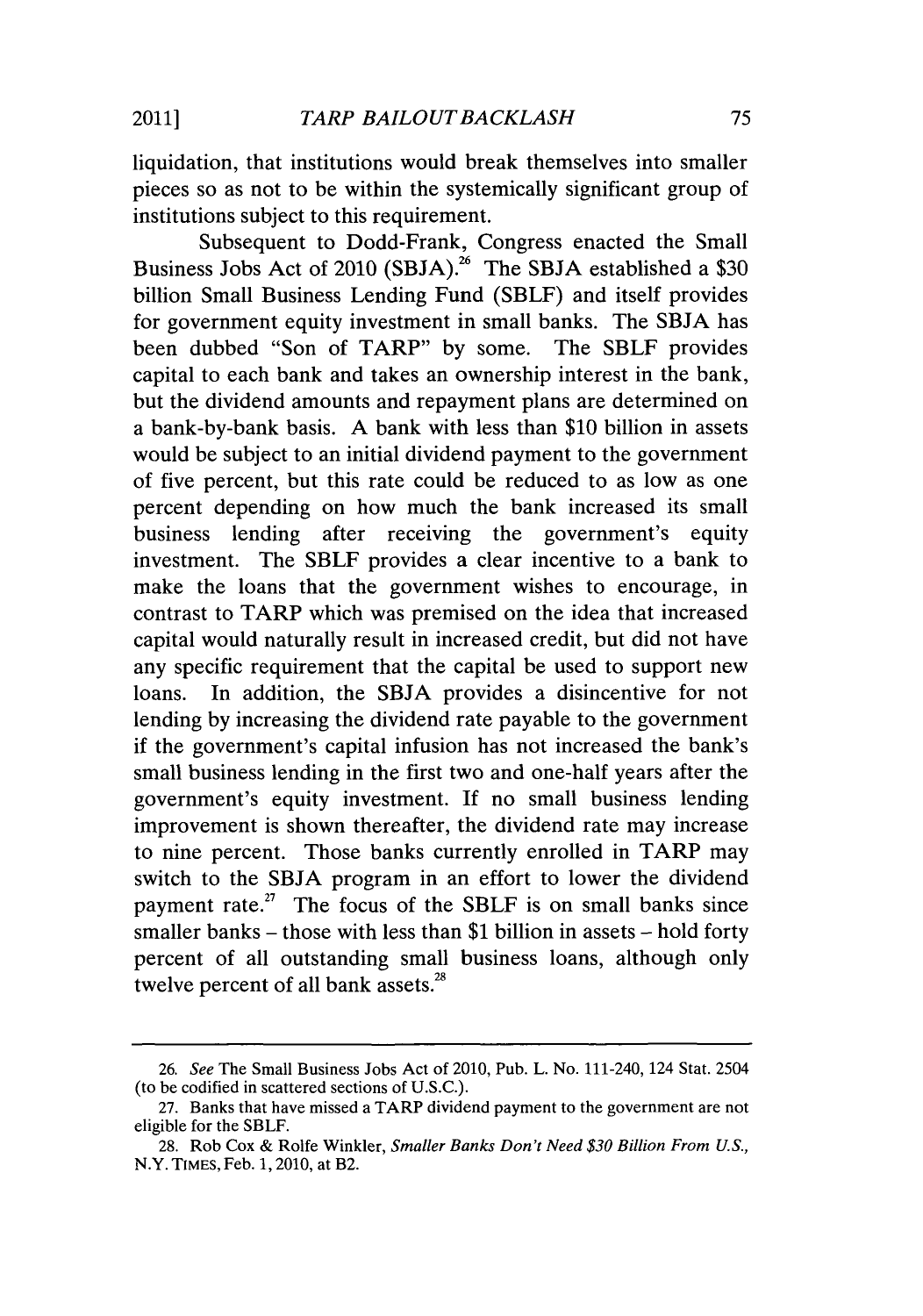liquidation, that institutions would break themselves into smaller pieces so as not to be within the systemically significant group of institutions subject to this requirement.

Subsequent to Dodd-Frank, Congress enacted the Small Business Jobs Act of 2010 (SBJA).[26] The SBJA established a $30 billion Small Business Lending Fund (SBLF) and itself provides for government equity investment in small banks. The SBJA has been dubbed "Son of TARP" by some. The SBLF provides capital to each bank and takes an ownership interest in the bank, but the dividend amounts and repayment plans are determined on a bank-by-bank basis. A bank with less than $10 billion in assets would be subject to an initial dividend payment to the government of five percent, but this rate could be reduced to as low as one percent depending on how much the bank increased its small business lending after receiving the government's equity investment. The SBLF provides a clear incentive to a bank to make the loans that the government wishes to encourage, in contrast to TARP which was premised on the idea that increased capital would naturally result in increased credit, but did not have any specific requirement that the capital be used to support new loans. In addition, the SBJA provides a disincentive for not lending by increasing the dividend rate payable to the government if the government's capital infusion has not increased the bank's small business lending in the first two and one-half years after the government's equity investment. If no small business lending improvement is shown thereafter, the dividend rate may increase to nine percent. Those banks currently enrolled in TARP may switch to the SBJA program in an effort to lower the dividend payment rate.[27] The focus of the SBLF is on small banks since smaller banks – those with less than $1 billion in assets – hold forty percent of all outstanding small business loans, although only twelve percent of all bank assets.[28]

---

26. *See* The Small Business Jobs Act of 2010, Pub. L. No. 111-240, 124 Stat. 2504 (to be codified in scattered sections of U.S.C.).

27. Banks that have missed a TARP dividend payment to the government are not eligible for the SBLF.

28. Rob Cox & Rolfe Winkler, *Smaller Banks Don't Need $30 Billion From U.S.*, N.Y. TIMES, Feb. 1, 2010, at B2.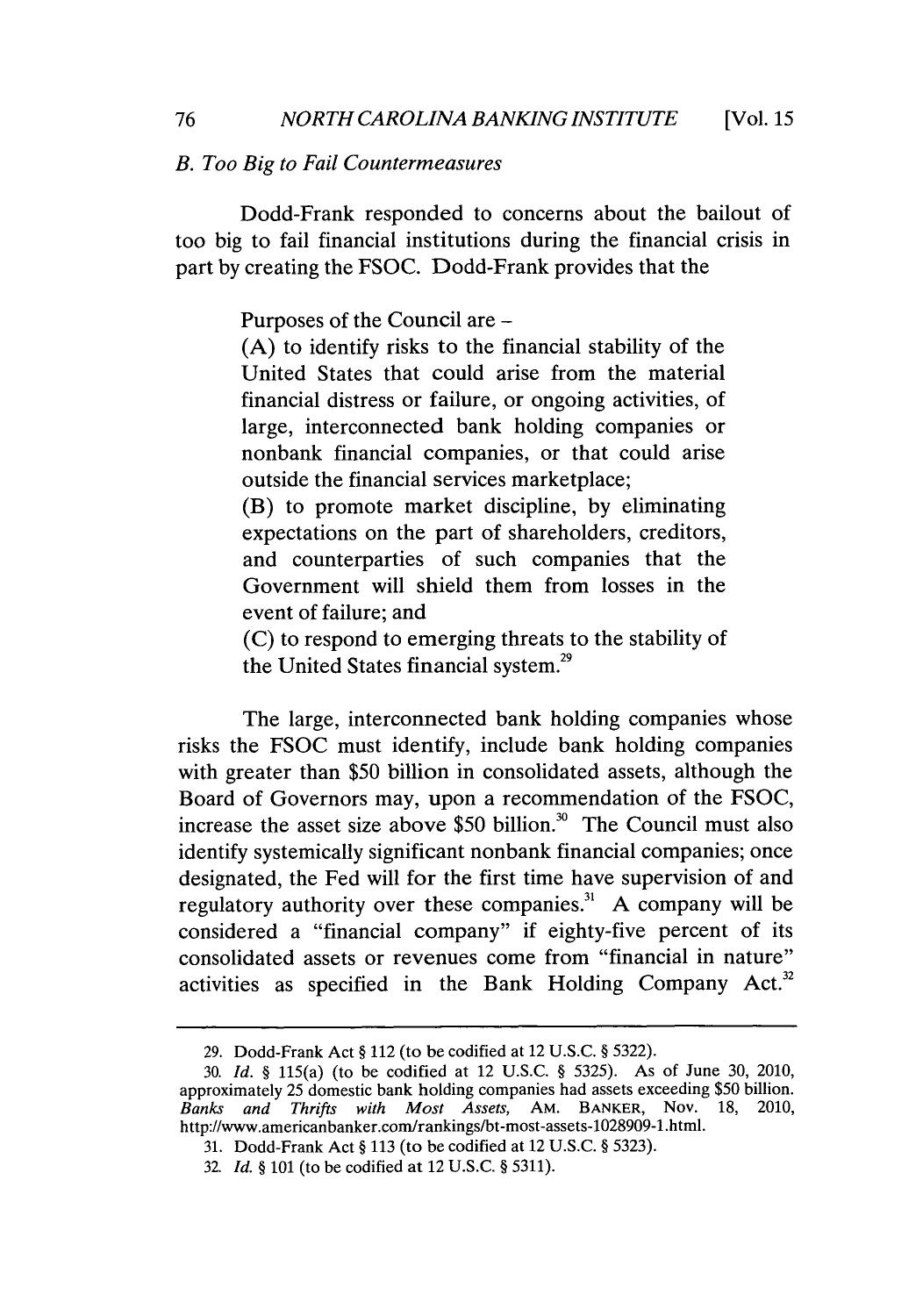### *B. Too Big to Fail Countermeasures*

Dodd-Frank responded to concerns about the bailout of too big to fail financial institutions during the financial crisis in part by creating the FSOC. Dodd-Frank provides that the

> Purposes of the Council are –
>
> (A) to identify risks to the financial stability of the United States that could arise from the material financial distress or failure, or ongoing activities, of large, interconnected bank holding companies or nonbank financial companies, or that could arise outside the financial services marketplace;
>
> (B) to promote market discipline, by eliminating expectations on the part of shareholders, creditors, and counterparties of such companies that the Government will shield them from losses in the event of failure; and
>
> (C) to respond to emerging threats to the stability of the United States financial system.[29]

The large, interconnected bank holding companies whose risks the FSOC must identify, include bank holding companies with greater than $50 billion in consolidated assets, although the Board of Governors may, upon a recommendation of the FSOC, increase the asset size above $50 billion.[30] The Council must also identify systemically significant nonbank financial companies; once designated, the Fed will for the first time have supervision of and regulatory authority over these companies.[31] A company will be considered a "financial company" if eighty-five percent of its consolidated assets or revenues come from "financial in nature" activities as specified in the Bank Holding Company Act.[32]

---

29. Dodd-Frank Act § 112 (to be codified at 12 U.S.C. § 5322).

30. *Id.* § 115(a) (to be codified at 12 U.S.C. § 5325). As of June 30, 2010, approximately 25 domestic bank holding companies had assets exceeding $50 billion. *Banks and Thrifts with Most Assets,* AM. BANKER, Nov. 18, 2010, http://www.americanbanker.com/rankings/bt-most-assets-1028909-1.html.

31. Dodd-Frank Act § 113 (to be codified at 12 U.S.C. § 5323).

32. *Id.* § 101 (to be codified at 12 U.S.C. § 5311).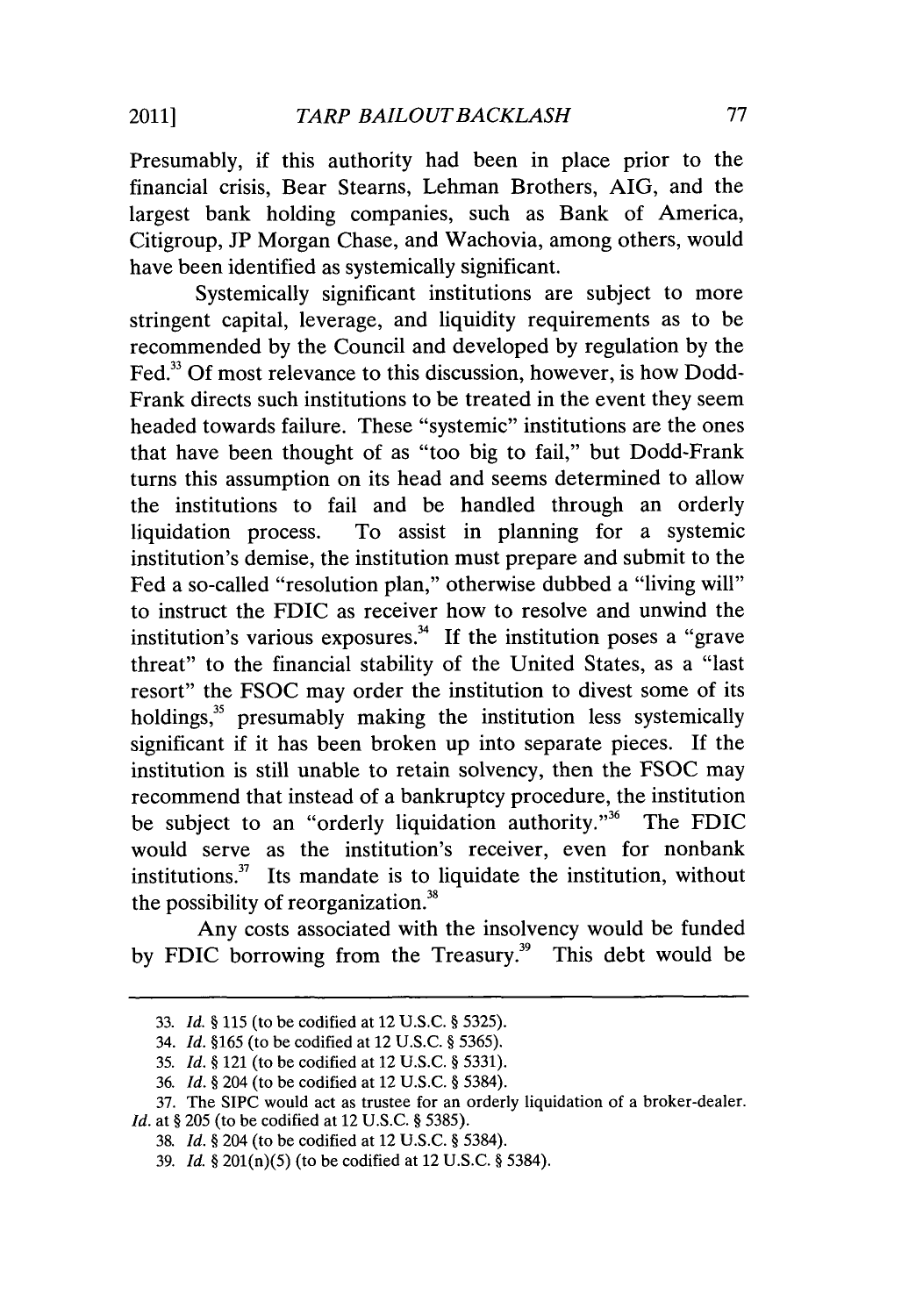Presumably, if this authority had been in place prior to the financial crisis, Bear Stearns, Lehman Brothers, AIG, and the largest bank holding companies, such as Bank of America, Citigroup, JP Morgan Chase, and Wachovia, among others, would have been identified as systemically significant.

Systemically significant institutions are subject to more stringent capital, leverage, and liquidity requirements as to be recommended by the Council and developed by regulation by the Fed.[33] Of most relevance to this discussion, however, is how Dodd-Frank directs such institutions to be treated in the event they seem headed towards failure. These "systemic" institutions are the ones that have been thought of as "too big to fail," but Dodd-Frank turns this assumption on its head and seems determined to allow the institutions to fail and be handled through an orderly liquidation process. To assist in planning for a systemic institution's demise, the institution must prepare and submit to the Fed a so-called "resolution plan," otherwise dubbed a "living will" to instruct the FDIC as receiver how to resolve and unwind the institution's various exposures.[34] If the institution poses a "grave threat" to the financial stability of the United States, as a "last resort" the FSOC may order the institution to divest some of its holdings,[35] presumably making the institution less systemically significant if it has been broken up into separate pieces. If the institution is still unable to retain solvency, then the FSOC may recommend that instead of a bankruptcy procedure, the institution be subject to an "orderly liquidation authority."[36] The FDIC would serve as the institution's receiver, even for nonbank institutions.[37] Its mandate is to liquidate the institution, without the possibility of reorganization.[38]

Any costs associated with the insolvency would be funded by FDIC borrowing from the Treasury.[39] This debt would be

---

33. *Id.* § 115 (to be codified at 12 U.S.C. § 5325).

34. *Id.* §165 (to be codified at 12 U.S.C. § 5365).

35. *Id.* § 121 (to be codified at 12 U.S.C. § 5331).

36. *Id.* § 204 (to be codified at 12 U.S.C. § 5384).

37. The SIPC would act as trustee for an orderly liquidation of a broker-dealer. *Id.* at § 205 (to be codified at 12 U.S.C. § 5385).

38. *Id.* § 204 (to be codified at 12 U.S.C. § 5384).

39. *Id.* § 201(n)(5) (to be codified at 12 U.S.C. § 5384).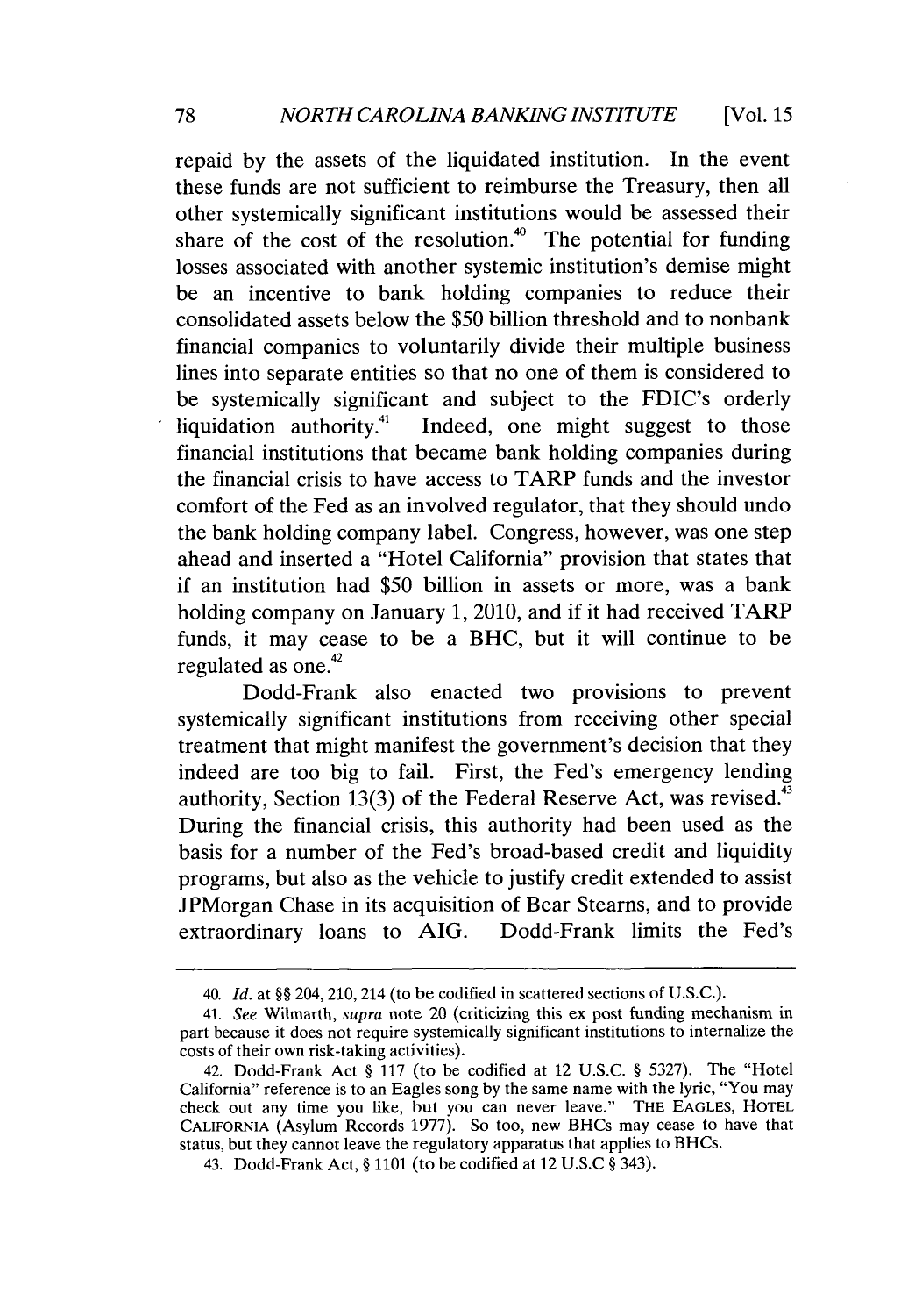repaid by the assets of the liquidated institution. In the event these funds are not sufficient to reimburse the Treasury, then all other systemically significant institutions would be assessed their share of the cost of the resolution.[40] The potential for funding losses associated with another systemic institution's demise might be an incentive to bank holding companies to reduce their consolidated assets below the $50 billion threshold and to nonbank financial companies to voluntarily divide their multiple business lines into separate entities so that no one of them is considered to be systemically significant and subject to the FDIC's orderly liquidation authority.[41] Indeed, one might suggest to those financial institutions that became bank holding companies during the financial crisis to have access to TARP funds and the investor comfort of the Fed as an involved regulator, that they should undo the bank holding company label. Congress, however, was one step ahead and inserted a "Hotel California" provision that states that if an institution had $50 billion in assets or more, was a bank holding company on January 1, 2010, and if it had received TARP funds, it may cease to be a BHC, but it will continue to be regulated as one.[42]

Dodd-Frank also enacted two provisions to prevent systemically significant institutions from receiving other special treatment that might manifest the government's decision that they indeed are too big to fail. First, the Fed's emergency lending authority, Section 13(3) of the Federal Reserve Act, was revised.[43] During the financial crisis, this authority had been used as the basis for a number of the Fed's broad-based credit and liquidity programs, but also as the vehicle to justify credit extended to assist JPMorgan Chase in its acquisition of Bear Stearns, and to provide extraordinary loans to AIG. Dodd-Frank limits the Fed's

---

40. *Id.* at §§ 204, 210, 214 (to be codified in scattered sections of U.S.C.).

41. *See* Wilmarth, *supra* note 20 (criticizing this ex post funding mechanism in part because it does not require systemically significant institutions to internalize the costs of their own risk-taking activities).

42. Dodd-Frank Act § 117 (to be codified at 12 U.S.C. § 5327). The "Hotel California" reference is to an Eagles song by the same name with the lyric, "You may check out any time you like, but you can never leave." THE EAGLES, HOTEL CALIFORNIA (Asylum Records 1977). So too, new BHCs may cease to have that status, but they cannot leave the regulatory apparatus that applies to BHCs.

43. Dodd-Frank Act, § 1101 (to be codified at 12 U.S.C § 343).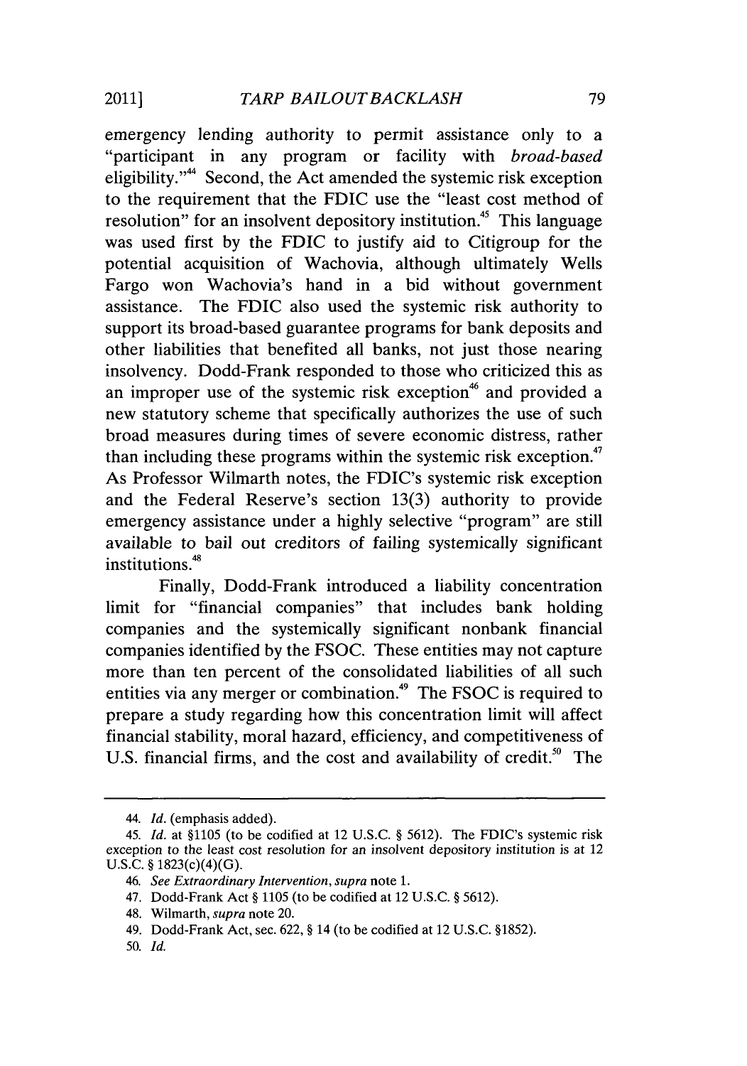emergency lending authority to permit assistance only to a "participant in any program or facility with *broad-based* eligibility."[44] Second, the Act amended the systemic risk exception to the requirement that the FDIC use the "least cost method of resolution" for an insolvent depository institution.[45] This language was used first by the FDIC to justify aid to Citigroup for the potential acquisition of Wachovia, although ultimately Wells Fargo won Wachovia's hand in a bid without government assistance. The FDIC also used the systemic risk authority to support its broad-based guarantee programs for bank deposits and other liabilities that benefited all banks, not just those nearing insolvency. Dodd-Frank responded to those who criticized this as an improper use of the systemic risk exception[46] and provided a new statutory scheme that specifically authorizes the use of such broad measures during times of severe economic distress, rather than including these programs within the systemic risk exception.[47] As Professor Wilmarth notes, the FDIC's systemic risk exception and the Federal Reserve's section 13(3) authority to provide emergency assistance under a highly selective "program" are still available to bail out creditors of failing systemically significant institutions.[48]

Finally, Dodd-Frank introduced a liability concentration limit for "financial companies" that includes bank holding companies and the systemically significant nonbank financial companies identified by the FSOC. These entities may not capture more than ten percent of the consolidated liabilities of all such entities via any merger or combination.[49] The FSOC is required to prepare a study regarding how this concentration limit will affect financial stability, moral hazard, efficiency, and competitiveness of U.S. financial firms, and the cost and availability of credit.[50] The

---

44. *Id.* (emphasis added).

45. *Id.* at §1105 (to be codified at 12 U.S.C. § 5612). The FDIC's systemic risk exception to the least cost resolution for an insolvent depository institution is at 12 U.S.C. § 1823(c)(4)(G).

46. *See Extraordinary Intervention*, *supra* note 1.

47. Dodd-Frank Act § 1105 (to be codified at 12 U.S.C. § 5612).

48. Wilmarth, *supra* note 20.

49. Dodd-Frank Act, sec. 622, § 14 (to be codified at 12 U.S.C. §1852).

50. *Id.*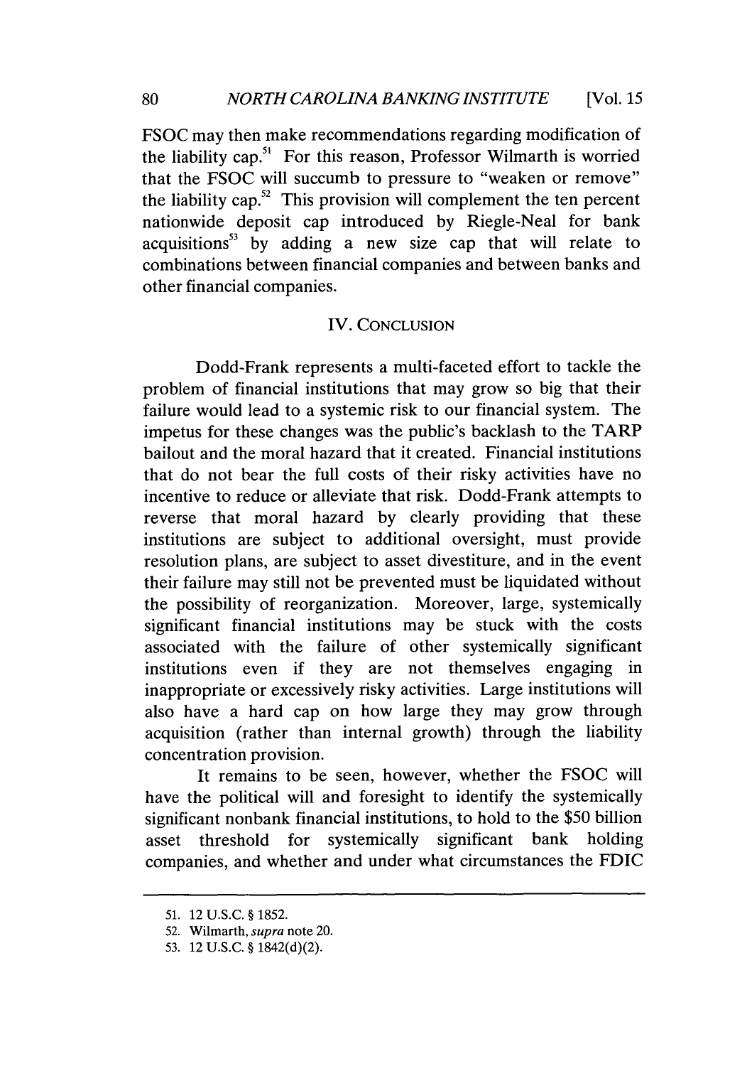FSOC may then make recommendations regarding modification of the liability cap.[51] For this reason, Professor Wilmarth is worried that the FSOC will succumb to pressure to "weaken or remove" the liability cap.[52] This provision will complement the ten percent nationwide deposit cap introduced by Riegle-Neal for bank acquisitions[53] by adding a new size cap that will relate to combinations between financial companies and between banks and other financial companies.

## IV. CONCLUSION

Dodd-Frank represents a multi-faceted effort to tackle the problem of financial institutions that may grow so big that their failure would lead to a systemic risk to our financial system. The impetus for these changes was the public's backlash to the TARP bailout and the moral hazard that it created. Financial institutions that do not bear the full costs of their risky activities have no incentive to reduce or alleviate that risk. Dodd-Frank attempts to reverse that moral hazard by clearly providing that these institutions are subject to additional oversight, must provide resolution plans, are subject to asset divestiture, and in the event their failure may still not be prevented must be liquidated without the possibility of reorganization. Moreover, large, systemically significant financial institutions may be stuck with the costs associated with the failure of other systemically significant institutions even if they are not themselves engaging in inappropriate or excessively risky activities. Large institutions will also have a hard cap on how large they may grow through acquisition (rather than internal growth) through the liability concentration provision.

It remains to be seen, however, whether the FSOC will have the political will and foresight to identify the systemically significant nonbank financial institutions, to hold to the $50 billion asset threshold for systemically significant bank holding companies, and whether and under what circumstances the FDIC

---

51. 12 U.S.C. § 1852.

52. Wilmarth, *supra* note 20.

53. 12 U.S.C. § 1842(d)(2).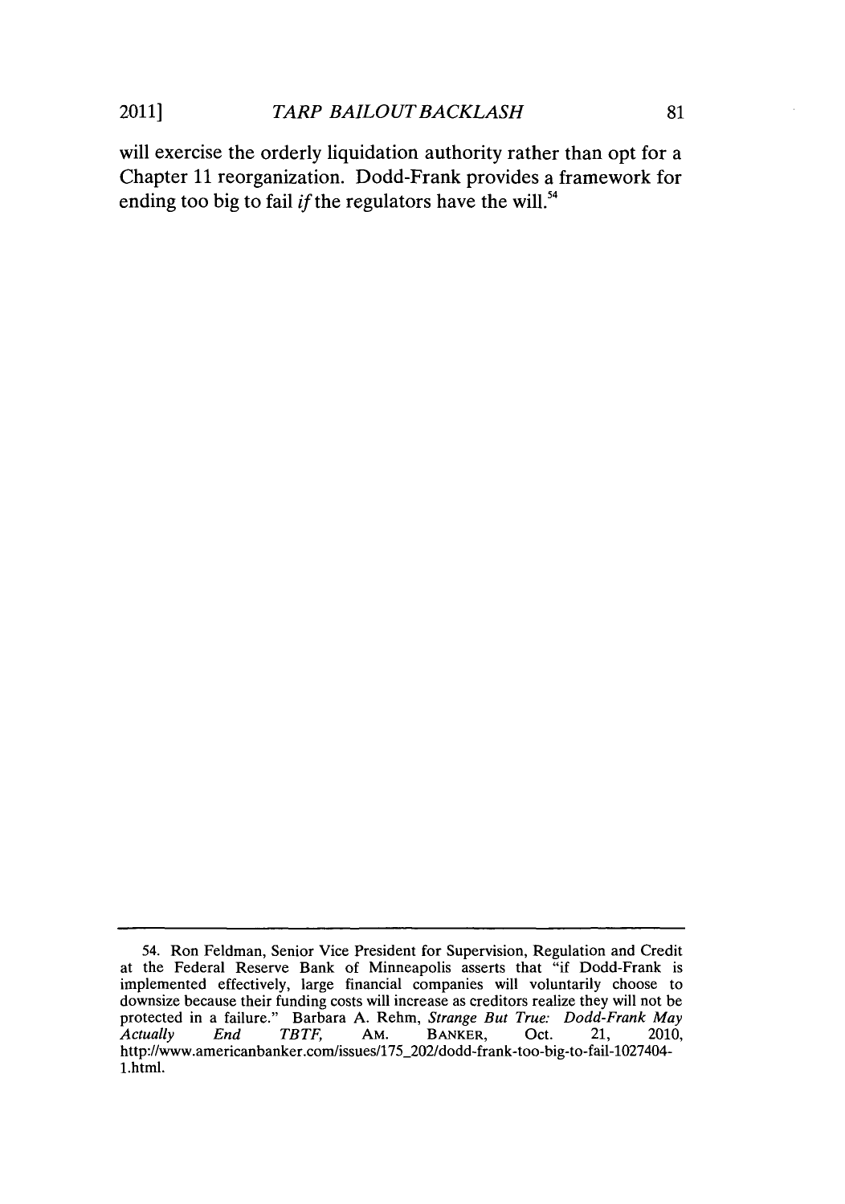will exercise the orderly liquidation authority rather than opt for a Chapter 11 reorganization. Dodd-Frank provides a framework for ending too big to fail *if* the regulators have the will.[54]

---

54. Ron Feldman, Senior Vice President for Supervision, Regulation and Credit at the Federal Reserve Bank of Minneapolis asserts that "if Dodd-Frank is implemented effectively, large financial companies will voluntarily choose to downsize because their funding costs will increase as creditors realize they will not be protected in a failure." Barbara A. Rehm, *Strange But True: Dodd-Frank May Actually End TBTF*, AM. BANKER, Oct. 21, 2010, http://www.americanbanker.com/issues/175_202/dodd-frank-too-big-to-fail-1027404-1.html.